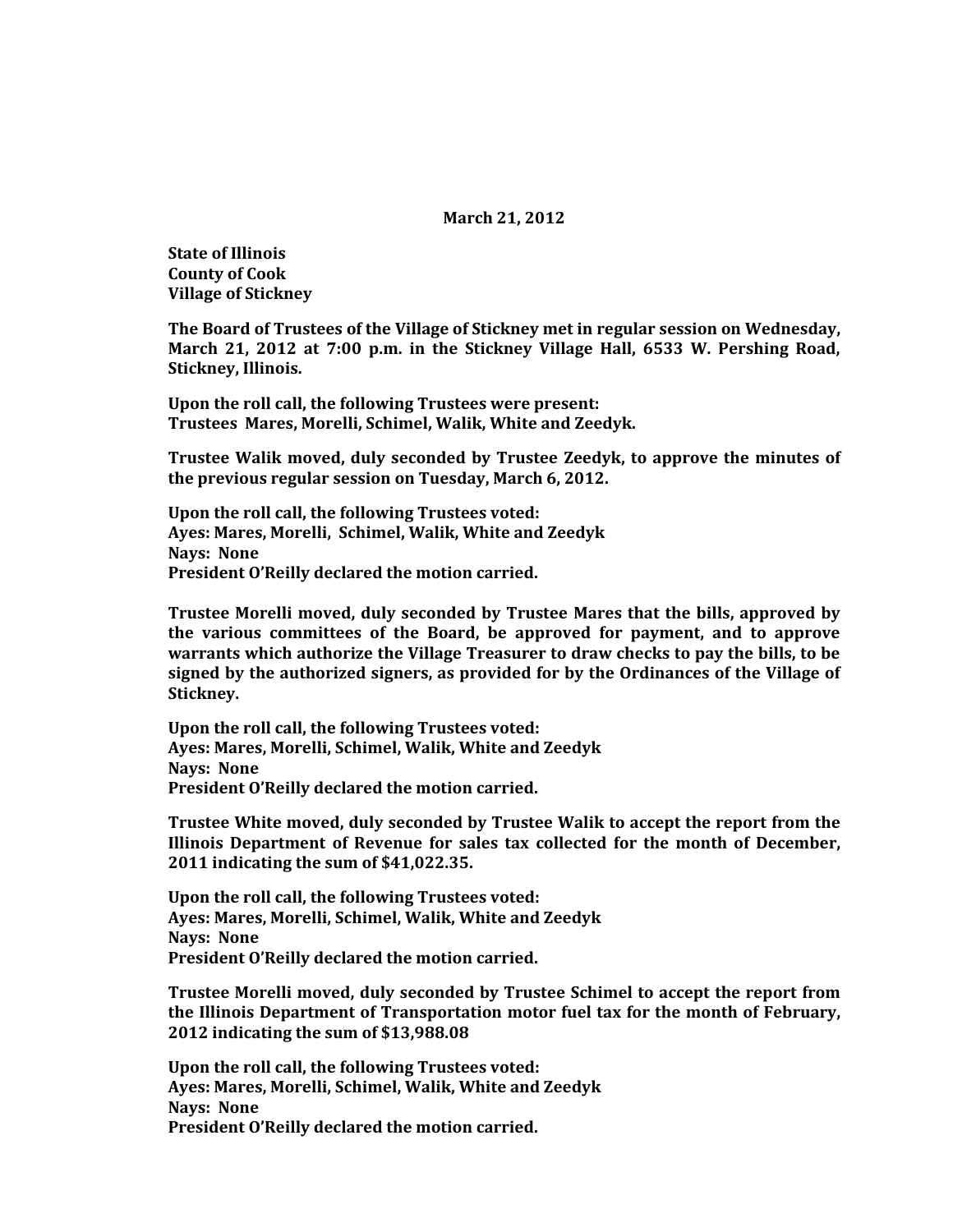**March 21, 2012**

**State of Illinois**
**County of Cook**
**Village of Stickney**

**The Board of Trustees of the Village of Stickney met in regular session on Wednesday, March 21, 2012 at 7:00 p.m. in the Stickney Village Hall, 6533 W. Pershing Road, Stickney, Illinois.**

**Upon the roll call, the following Trustees were present:**
**Trustees Mares, Morelli, Schimel, Walik, White and Zeedyk.**

**Trustee Walik moved, duly seconded by Trustee Zeedyk, to approve the minutes of the previous regular session on Tuesday, March 6, 2012.**

**Upon the roll call, the following Trustees voted:**
**Ayes: Mares, Morelli, Schimel, Walik, White and Zeedyk**
**Nays: None**
**President O'Reilly declared the motion carried.**

**Trustee Morelli moved, duly seconded by Trustee Mares that the bills, approved by the various committees of the Board, be approved for payment, and to approve warrants which authorize the Village Treasurer to draw checks to pay the bills, to be signed by the authorized signers, as provided for by the Ordinances of the Village of Stickney.**

**Upon the roll call, the following Trustees voted:**
**Ayes: Mares, Morelli, Schimel, Walik, White and Zeedyk**
**Nays: None**
**President O'Reilly declared the motion carried.**

**Trustee White moved, duly seconded by Trustee Walik to accept the report from the Illinois Department of Revenue for sales tax collected for the month of December, 2011 indicating the sum of $41,022.35.**

**Upon the roll call, the following Trustees voted:**
**Ayes: Mares, Morelli, Schimel, Walik, White and Zeedyk**
**Nays: None**
**President O'Reilly declared the motion carried.**

**Trustee Morelli moved, duly seconded by Trustee Schimel to accept the report from the Illinois Department of Transportation motor fuel tax for the month of February, 2012 indicating the sum of $13,988.08**

**Upon the roll call, the following Trustees voted:**
**Ayes: Mares, Morelli, Schimel, Walik, White and Zeedyk**
**Nays: None**
**President O'Reilly declared the motion carried.**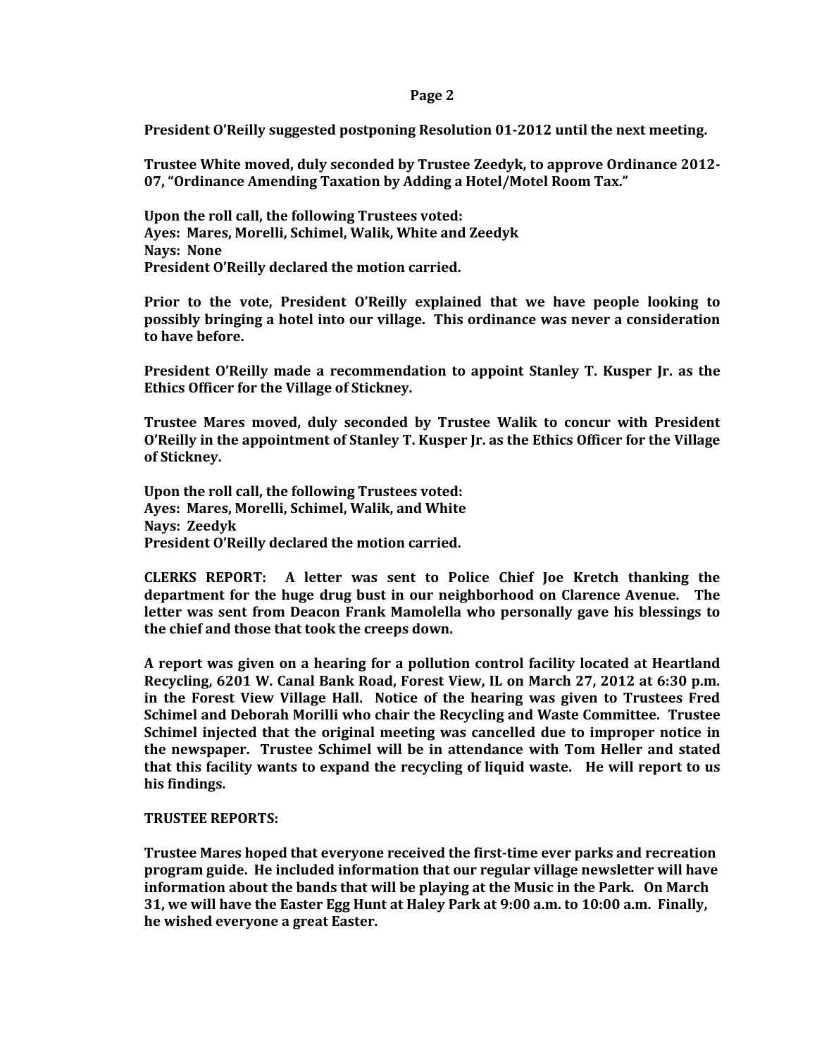**President O'Reilly suggested postponing Resolution 01-2012 until the next meeting.**

**Trustee White moved, duly seconded by Trustee Zeedyk, to approve Ordinance 2012-07, "Ordinance Amending Taxation by Adding a Hotel/Motel Room Tax."**

**Upon the roll call, the following Trustees voted:**
**Ayes: Mares, Morelli, Schimel, Walik, White and Zeedyk**
**Nays: None**
**President O'Reilly declared the motion carried.**

**Prior to the vote, President O'Reilly explained that we have people looking to possibly bringing a hotel into our village. This ordinance was never a consideration to have before.**

**President O'Reilly made a recommendation to appoint Stanley T. Kusper Jr. as the Ethics Officer for the Village of Stickney.**

**Trustee Mares moved, duly seconded by Trustee Walik to concur with President O'Reilly in the appointment of Stanley T. Kusper Jr. as the Ethics Officer for the Village of Stickney.**

**Upon the roll call, the following Trustees voted:**
**Ayes: Mares, Morelli, Schimel, Walik, and White**
**Nays: Zeedyk**
**President O'Reilly declared the motion carried.**

**CLERKS REPORT: A letter was sent to Police Chief Joe Kretch thanking the department for the huge drug bust in our neighborhood on Clarence Avenue. The letter was sent from Deacon Frank Mamolella who personally gave his blessings to the chief and those that took the creeps down.**

**A report was given on a hearing for a pollution control facility located at Heartland Recycling, 6201 W. Canal Bank Road, Forest View, IL on March 27, 2012 at 6:30 p.m. in the Forest View Village Hall. Notice of the hearing was given to Trustees Fred Schimel and Deborah Morilli who chair the Recycling and Waste Committee. Trustee Schimel injected that the original meeting was cancelled due to improper notice in the newspaper. Trustee Schimel will be in attendance with Tom Heller and stated that this facility wants to expand the recycling of liquid waste. He will report to us his findings.**

**TRUSTEE REPORTS:**

**Trustee Mares hoped that everyone received the first-time ever parks and recreation program guide. He included information that our regular village newsletter will have information about the bands that will be playing at the Music in the Park. On March 31, we will have the Easter Egg Hunt at Haley Park at 9:00 a.m. to 10:00 a.m. Finally, he wished everyone a great Easter.**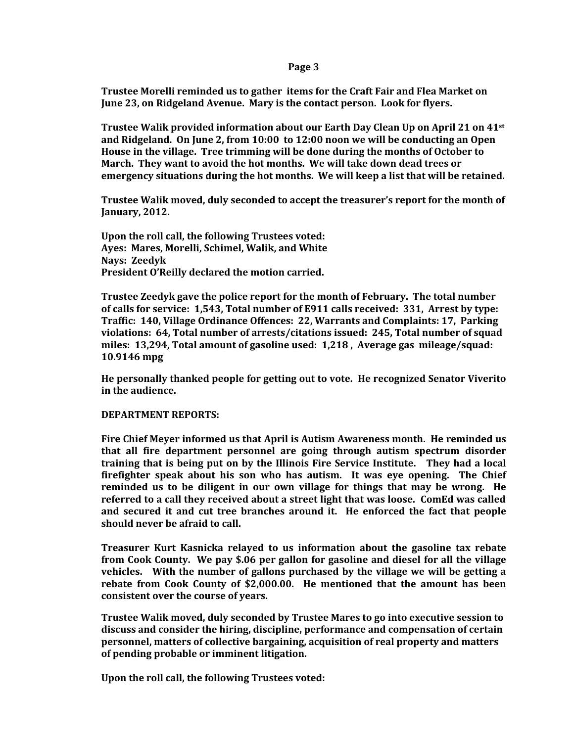**Trustee Morelli reminded us to gather items for the Craft Fair and Flea Market on June 23, on Ridgeland Avenue. Mary is the contact person. Look for flyers.**

**Trustee Walik provided information about our Earth Day Clean Up on April 21 on 41st and Ridgeland. On June 2, from 10:00 to 12:00 noon we will be conducting an Open House in the village. Tree trimming will be done during the months of October to March. They want to avoid the hot months. We will take down dead trees or emergency situations during the hot months. We will keep a list that will be retained.**

**Trustee Walik moved, duly seconded to accept the treasurer's report for the month of January, 2012.**

**Upon the roll call, the following Trustees voted:**
**Ayes: Mares, Morelli, Schimel, Walik, and White**
**Nays: Zeedyk**
**President O'Reilly declared the motion carried.**

**Trustee Zeedyk gave the police report for the month of February. The total number of calls for service: 1,543, Total number of E911 calls received: 331, Arrest by type: Traffic: 140, Village Ordinance Offences: 22, Warrants and Complaints: 17, Parking violations: 64, Total number of arrests/citations issued: 245, Total number of squad miles: 13,294, Total amount of gasoline used: 1,218 , Average gas mileage/squad: 10.9146 mpg**

**He personally thanked people for getting out to vote. He recognized Senator Viverito in the audience.**

**DEPARTMENT REPORTS:**

**Fire Chief Meyer informed us that April is Autism Awareness month. He reminded us that all fire department personnel are going through autism spectrum disorder training that is being put on by the Illinois Fire Service Institute. They had a local firefighter speak about his son who has autism. It was eye opening. The Chief reminded us to be diligent in our own village for things that may be wrong. He referred to a call they received about a street light that was loose. ComEd was called and secured it and cut tree branches around it. He enforced the fact that people should never be afraid to call.**

**Treasurer Kurt Kasnicka relayed to us information about the gasoline tax rebate from Cook County. We pay $.06 per gallon for gasoline and diesel for all the village vehicles. With the number of gallons purchased by the village we will be getting a rebate from Cook County of $2,000.00. He mentioned that the amount has been consistent over the course of years.**

**Trustee Walik moved, duly seconded by Trustee Mares to go into executive session to discuss and consider the hiring, discipline, performance and compensation of certain personnel, matters of collective bargaining, acquisition of real property and matters of pending probable or imminent litigation.**

**Upon the roll call, the following Trustees voted:**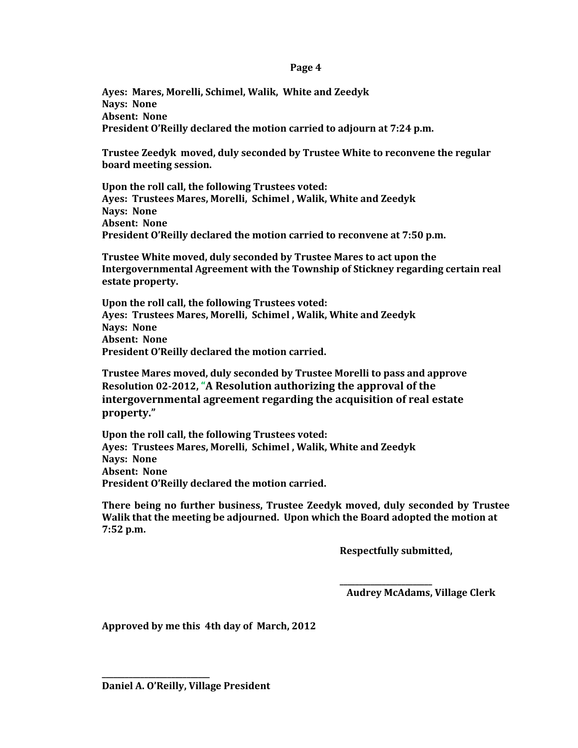**Ayes: Mares, Morelli, Schimel, Walik, White and Zeedyk**
**Nays: None**
**Absent: None**
**President O'Reilly declared the motion carried to adjourn at 7:24 p.m.**

**Trustee Zeedyk moved, duly seconded by Trustee White to reconvene the regular board meeting session.**

**Upon the roll call, the following Trustees voted:**
**Ayes: Trustees Mares, Morelli, Schimel , Walik, White and Zeedyk**
**Nays: None**
**Absent: None**
**President O'Reilly declared the motion carried to reconvene at 7:50 p.m.**

**Trustee White moved, duly seconded by Trustee Mares to act upon the Intergovernmental Agreement with the Township of Stickney regarding certain real estate property.**

**Upon the roll call, the following Trustees voted:**
**Ayes: Trustees Mares, Morelli, Schimel , Walik, White and Zeedyk**
**Nays: None**
**Absent: None**
**President O'Reilly declared the motion carried.**

**Trustee Mares moved, duly seconded by Trustee Morelli to pass and approve Resolution 02-2012, "A Resolution authorizing the approval of the intergovernmental agreement regarding the acquisition of real estate property."**

**Upon the roll call, the following Trustees voted:**
**Ayes: Trustees Mares, Morelli, Schimel , Walik, White and Zeedyk**
**Nays: None**
**Absent: None**
**President O'Reilly declared the motion carried.**

**There being no further business, Trustee Zeedyk moved, duly seconded by Trustee Walik that the meeting be adjourned. Upon which the Board adopted the motion at 7:52 p.m.**

**Respectfully submitted,**

**_____________________**
**Audrey McAdams, Village Clerk**

**Approved by me this 4th day of March, 2012**

**_________________________**
**Daniel A. O'Reilly, Village President**